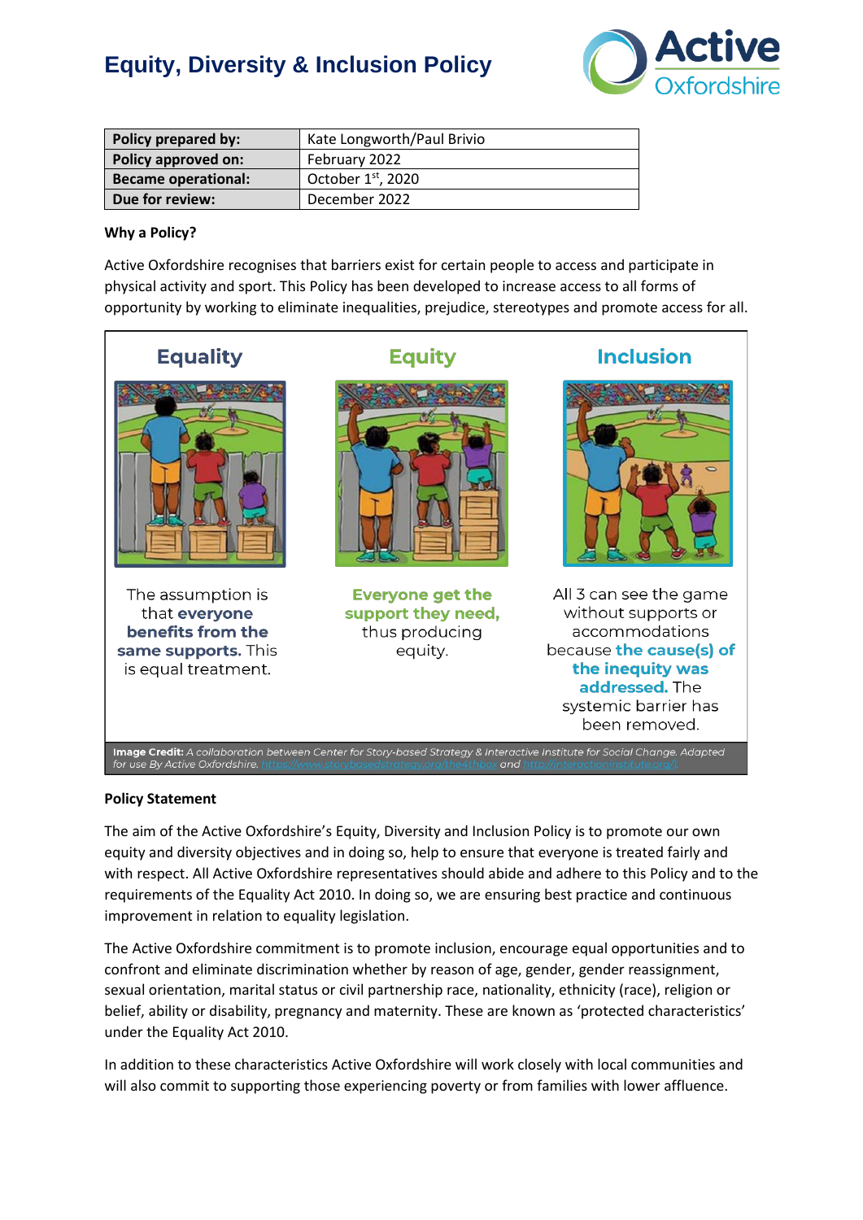# Equity, Diversity & Inclusion Policy

| Policy prepared by: | Kate Longworth/Paul Brivio |
|---|---|
| Policy approved on: | February 2022 |
| Became operational: | October 1st, 2020 |
| Due for review: | December 2022 |

**Why a Policy?**

Active Oxfordshire recognises that barriers exist for certain people to access and participate in physical activity and sport. This Policy has been developed to increase access to all forms of opportunity by working to eliminate inequalities, prejudice, stereotypes and promote access for all.

**Equality**

The assumption is that **everyone benefits from the same supports.** This is equal treatment.

**Equity**

**Everyone get the support they need,** thus producing equity.

**Inclusion**

All 3 can see the game without supports or accommodations because **the cause(s) of the inequity was addressed.** The systemic barrier has been removed.

**Image Credit:** *A collaboration between Center for Story-based Strategy & Interactive Institute for Social Change. Adapted for use By Active Oxfordshire. https://www.storybasedstrategy.org/the4thbox and http://interactioninstitute.org/).*

**Policy Statement**

The aim of the Active Oxfordshire's Equity, Diversity and Inclusion Policy is to promote our own equity and diversity objectives and in doing so, help to ensure that everyone is treated fairly and with respect. All Active Oxfordshire representatives should abide and adhere to this Policy and to the requirements of the Equality Act 2010. In doing so, we are ensuring best practice and continuous improvement in relation to equality legislation.

The Active Oxfordshire commitment is to promote inclusion, encourage equal opportunities and to confront and eliminate discrimination whether by reason of age, gender, gender reassignment, sexual orientation, marital status or civil partnership race, nationality, ethnicity (race), religion or belief, ability or disability, pregnancy and maternity. These are known as 'protected characteristics' under the Equality Act 2010.

In addition to these characteristics Active Oxfordshire will work closely with local communities and will also commit to supporting those experiencing poverty or from families with lower affluence.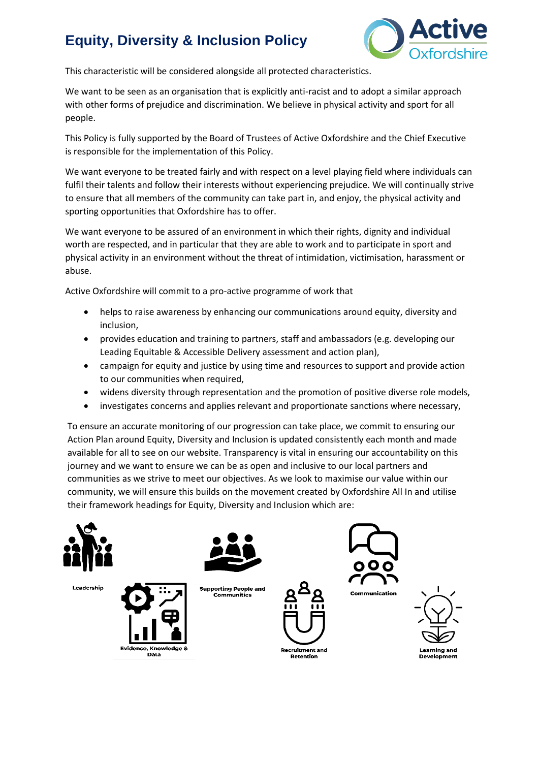This characteristic will be considered alongside all protected characteristics.

We want to be seen as an organisation that is explicitly anti-racist and to adopt a similar approach with other forms of prejudice and discrimination. We believe in physical activity and sport for all people.

This Policy is fully supported by the Board of Trustees of Active Oxfordshire and the Chief Executive is responsible for the implementation of this Policy.

We want everyone to be treated fairly and with respect on a level playing field where individuals can fulfil their talents and follow their interests without experiencing prejudice. We will continually strive to ensure that all members of the community can take part in, and enjoy, the physical activity and sporting opportunities that Oxfordshire has to offer.

We want everyone to be assured of an environment in which their rights, dignity and individual worth are respected, and in particular that they are able to work and to participate in sport and physical activity in an environment without the threat of intimidation, victimisation, harassment or abuse.

Active Oxfordshire will commit to a pro-active programme of work that

- helps to raise awareness by enhancing our communications around equity, diversity and inclusion,
- provides education and training to partners, staff and ambassadors (e.g. developing our Leading Equitable & Accessible Delivery assessment and action plan),
- campaign for equity and justice by using time and resources to support and provide action to our communities when required,
- widens diversity through representation and the promotion of positive diverse role models,
- investigates concerns and applies relevant and proportionate sanctions where necessary,

To ensure an accurate monitoring of our progression can take place, we commit to ensuring our Action Plan around Equity, Diversity and Inclusion is updated consistently each month and made available for all to see on our website. Transparency is vital in ensuring our accountability on this journey and we want to ensure we can be as open and inclusive to our local partners and communities as we strive to meet our objectives. As we look to maximise our value within our community, we will ensure this builds on the movement created by Oxfordshire All In and utilise their framework headings for Equity, Diversity and Inclusion which are:

Leadership

Evidence, Knowledge & Data

Supporting People and Communities

Recruitment and Retention

Communication

Learning and Development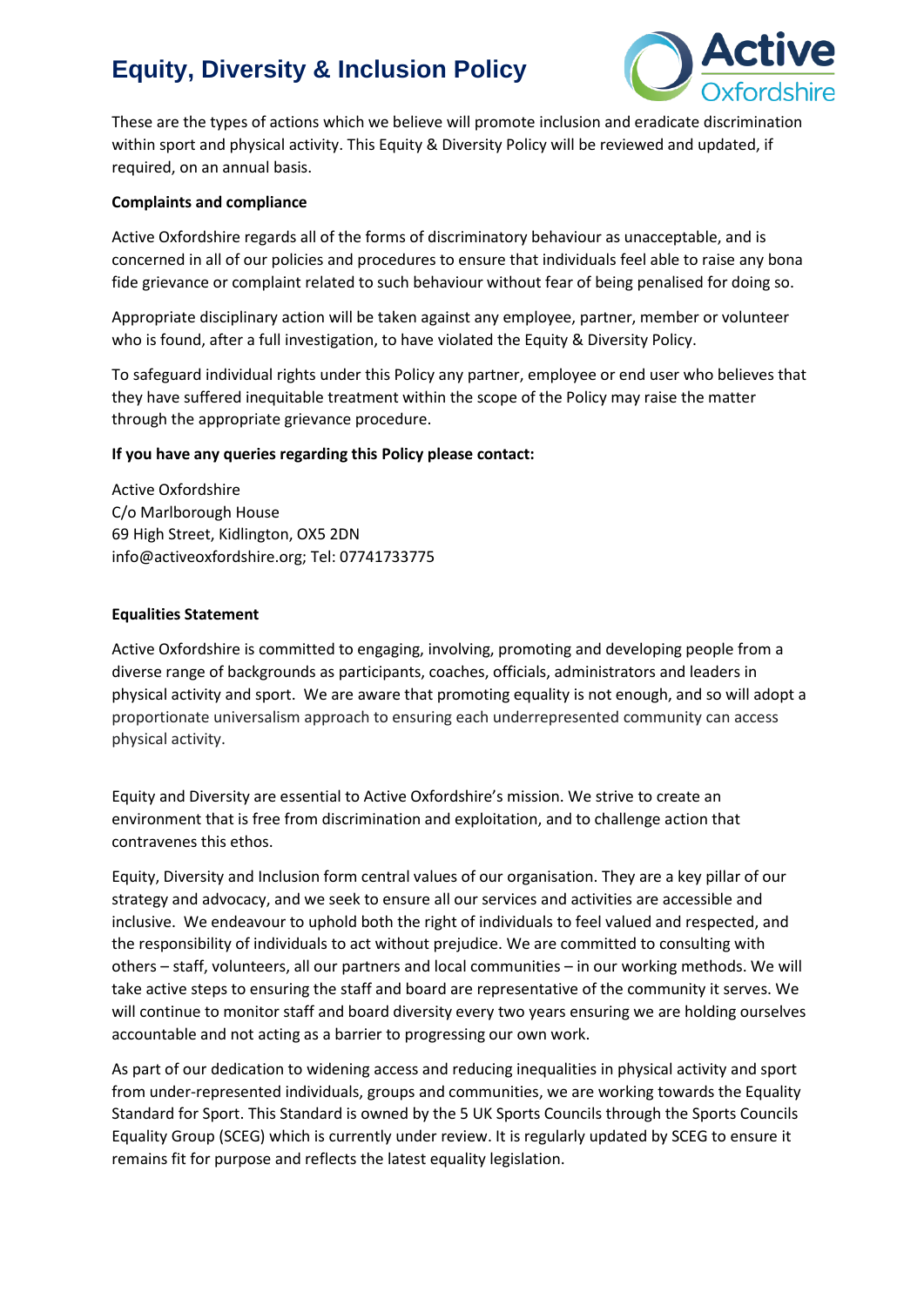These are the types of actions which we believe will promote inclusion and eradicate discrimination within sport and physical activity. This Equity & Diversity Policy will be reviewed and updated, if required, on an annual basis.

**Complaints and compliance**

Active Oxfordshire regards all of the forms of discriminatory behaviour as unacceptable, and is concerned in all of our policies and procedures to ensure that individuals feel able to raise any bona fide grievance or complaint related to such behaviour without fear of being penalised for doing so.

Appropriate disciplinary action will be taken against any employee, partner, member or volunteer who is found, after a full investigation, to have violated the Equity & Diversity Policy.

To safeguard individual rights under this Policy any partner, employee or end user who believes that they have suffered inequitable treatment within the scope of the Policy may raise the matter through the appropriate grievance procedure.

**If you have any queries regarding this Policy please contact:**

Active Oxfordshire
C/o Marlborough House
69 High Street, Kidlington, OX5 2DN
info@activeoxfordshire.org; Tel: 07741733775

**Equalities Statement**

Active Oxfordshire is committed to engaging, involving, promoting and developing people from a diverse range of backgrounds as participants, coaches, officials, administrators and leaders in physical activity and sport. We are aware that promoting equality is not enough, and so will adopt a proportionate universalism approach to ensuring each underrepresented community can access physical activity.

Equity and Diversity are essential to Active Oxfordshire's mission. We strive to create an environment that is free from discrimination and exploitation, and to challenge action that contravenes this ethos.

Equity, Diversity and Inclusion form central values of our organisation. They are a key pillar of our strategy and advocacy, and we seek to ensure all our services and activities are accessible and inclusive. We endeavour to uphold both the right of individuals to feel valued and respected, and the responsibility of individuals to act without prejudice. We are committed to consulting with others – staff, volunteers, all our partners and local communities – in our working methods. We will take active steps to ensuring the staff and board are representative of the community it serves. We will continue to monitor staff and board diversity every two years ensuring we are holding ourselves accountable and not acting as a barrier to progressing our own work.

As part of our dedication to widening access and reducing inequalities in physical activity and sport from under-represented individuals, groups and communities, we are working towards the Equality Standard for Sport. This Standard is owned by the 5 UK Sports Councils through the Sports Councils Equality Group (SCEG) which is currently under review. It is regularly updated by SCEG to ensure it remains fit for purpose and reflects the latest equality legislation.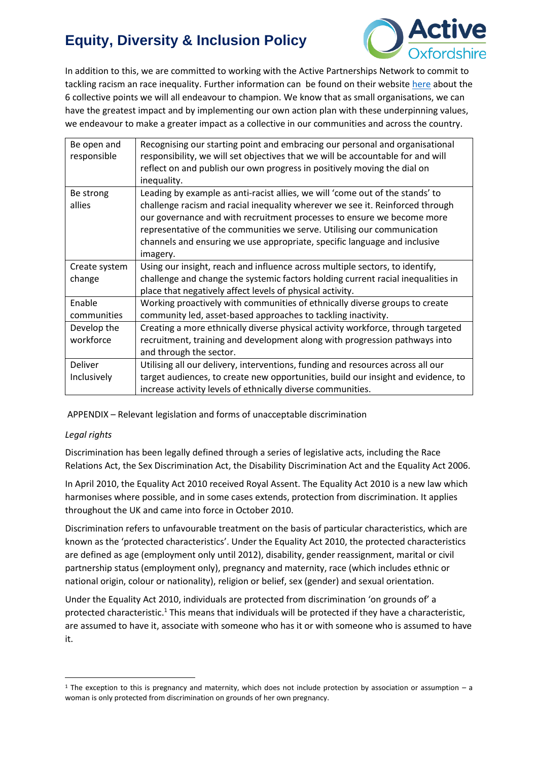In addition to this, we are committed to working with the Active Partnerships Network to commit to tackling racism an race inequality. Further information can be found on their website here about the 6 collective points we will all endeavour to champion. We know that as small organisations, we can have the greatest impact and by implementing our own action plan with these underpinning values, we endeavour to make a greater impact as a collective in our communities and across the country.

| | |
|---|---|
| Be open and responsible | Recognising our starting point and embracing our personal and organisational responsibility, we will set objectives that we will be accountable for and will reflect on and publish our own progress in positively moving the dial on inequality. |
| Be strong allies | Leading by example as anti-racist allies, we will 'come out of the stands' to challenge racism and racial inequality wherever we see it. Reinforced through our governance and with recruitment processes to ensure we become more representative of the communities we serve. Utilising our communication channels and ensuring we use appropriate, specific language and inclusive imagery. |
| Create system change | Using our insight, reach and influence across multiple sectors, to identify, challenge and change the systemic factors holding current racial inequalities in place that negatively affect levels of physical activity. |
| Enable communities | Working proactively with communities of ethnically diverse groups to create community led, asset-based approaches to tackling inactivity. |
| Develop the workforce | Creating a more ethnically diverse physical activity workforce, through targeted recruitment, training and development along with progression pathways into and through the sector. |
| Deliver Inclusively | Utilising all our delivery, interventions, funding and resources across all our target audiences, to create new opportunities, build our insight and evidence, to increase activity levels of ethnically diverse communities. |

APPENDIX – Relevant legislation and forms of unacceptable discrimination

*Legal rights*

Discrimination has been legally defined through a series of legislative acts, including the Race Relations Act, the Sex Discrimination Act, the Disability Discrimination Act and the Equality Act 2006.

In April 2010, the Equality Act 2010 received Royal Assent. The Equality Act 2010 is a new law which harmonises where possible, and in some cases extends, protection from discrimination. It applies throughout the UK and came into force in October 2010.

Discrimination refers to unfavourable treatment on the basis of particular characteristics, which are known as the 'protected characteristics'. Under the Equality Act 2010, the protected characteristics are defined as age (employment only until 2012), disability, gender reassignment, marital or civil partnership status (employment only), pregnancy and maternity, race (which includes ethnic or national origin, colour or nationality), religion or belief, sex (gender) and sexual orientation.

Under the Equality Act 2010, individuals are protected from discrimination 'on grounds of' a protected characteristic.[1] This means that individuals will be protected if they have a characteristic, are assumed to have it, associate with someone who has it or with someone who is assumed to have it.

[1] The exception to this is pregnancy and maternity, which does not include protection by association or assumption – a woman is only protected from discrimination on grounds of her own pregnancy.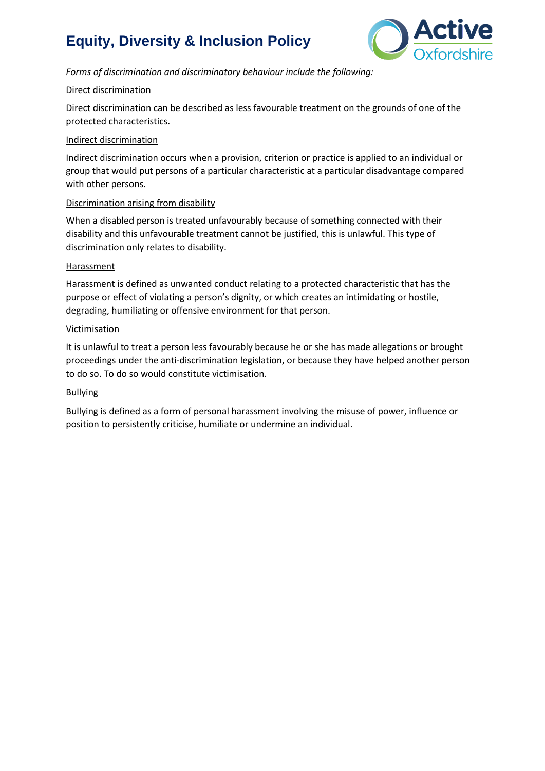*Forms of discrimination and discriminatory behaviour include the following:*

Direct discrimination

Direct discrimination can be described as less favourable treatment on the grounds of one of the protected characteristics.

Indirect discrimination

Indirect discrimination occurs when a provision, criterion or practice is applied to an individual or group that would put persons of a particular characteristic at a particular disadvantage compared with other persons.

Discrimination arising from disability

When a disabled person is treated unfavourably because of something connected with their disability and this unfavourable treatment cannot be justified, this is unlawful. This type of discrimination only relates to disability.

Harassment

Harassment is defined as unwanted conduct relating to a protected characteristic that has the purpose or effect of violating a person's dignity, or which creates an intimidating or hostile, degrading, humiliating or offensive environment for that person.

Victimisation

It is unlawful to treat a person less favourably because he or she has made allegations or brought proceedings under the anti-discrimination legislation, or because they have helped another person to do so. To do so would constitute victimisation.

Bullying

Bullying is defined as a form of personal harassment involving the misuse of power, influence or position to persistently criticise, humiliate or undermine an individual.